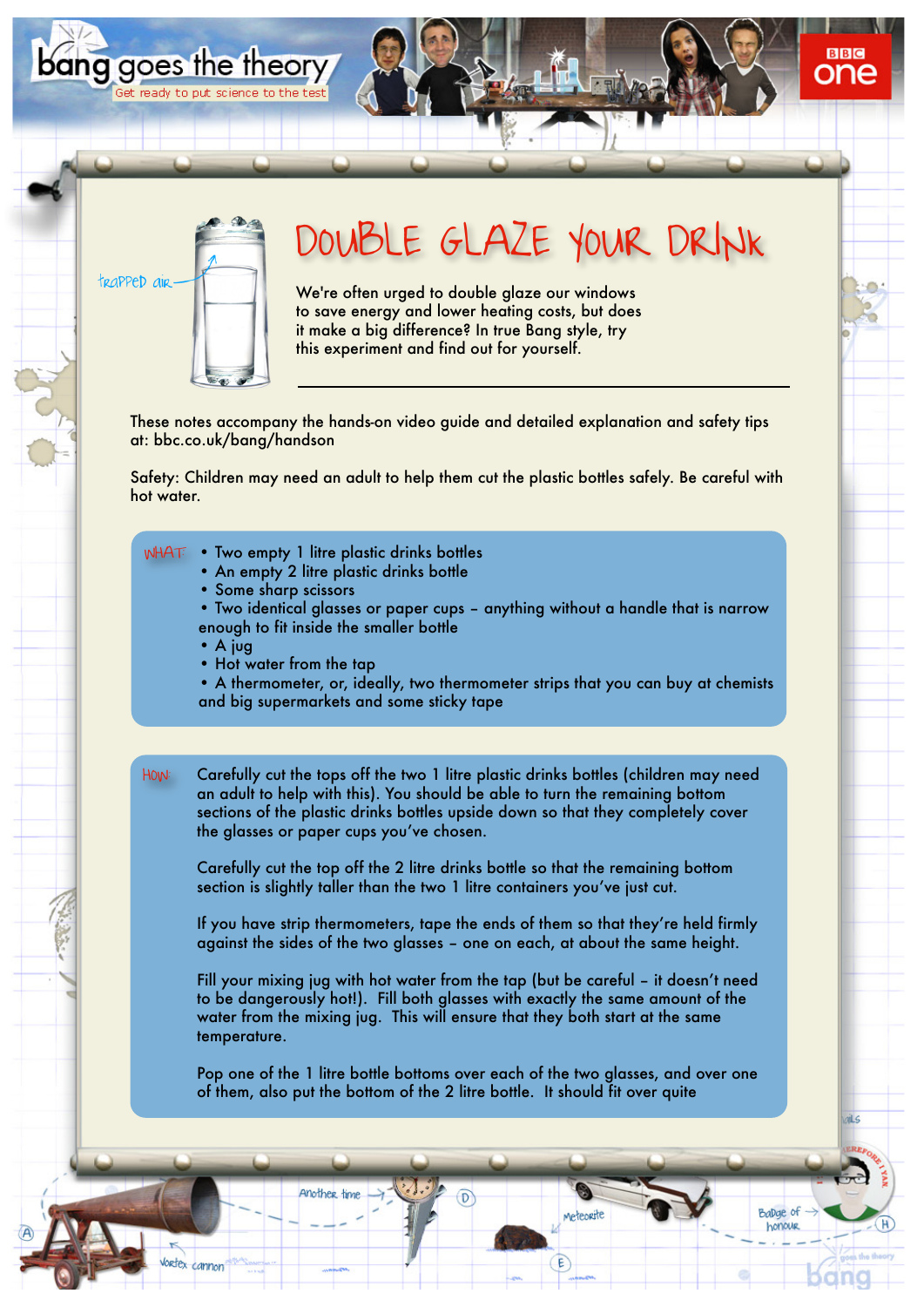# DOUBLE GLAZE YOUR DRINK

trapped air

We're often urged to double glaze our windows to save energy and lower heating costs, but does it make a big difference? In true Bang style, try this experiment and find out for yourself.

These notes accompany the hands-on video guide and detailed explanation and safety tips at: bbc.co.uk/bang/handson

Safety: Children may need an adult to help them cut the plastic bottles safely. Be careful with hot water.

## WHAT

- Two empty 1 litre plastic drinks bottles
- An empty 2 litre plastic drinks bottle
- Some sharp scissors
- Two identical glasses or paper cups – anything without a handle that is narrow enough to fit inside the smaller bottle
- A jug
- Hot water from the tap
- A thermometer, or, ideally, two thermometer strips that you can buy at chemists and big supermarkets and some sticky tape

## HOW

Carefully cut the tops off the two 1 litre plastic drinks bottles (children may need an adult to help with this). You should be able to turn the remaining bottom sections of the plastic drinks bottles upside down so that they completely cover the glasses or paper cups you've chosen.

Carefully cut the top off the 2 litre drinks bottle so that the remaining bottom section is slightly taller than the two 1 litre containers you've just cut.

If you have strip thermometers, tape the ends of them so that they're held firmly against the sides of the two glasses – one on each, at about the same height.

Fill your mixing jug with hot water from the tap (but be careful – it doesn't need to be dangerously hot!). Fill both glasses with exactly the same amount of the water from the mixing jug. This will ensure that they both start at the same temperature.

Pop one of the 1 litre bottle bottoms over each of the two glasses, and over one of them, also put the bottom of the 2 litre bottle. It should fit over quite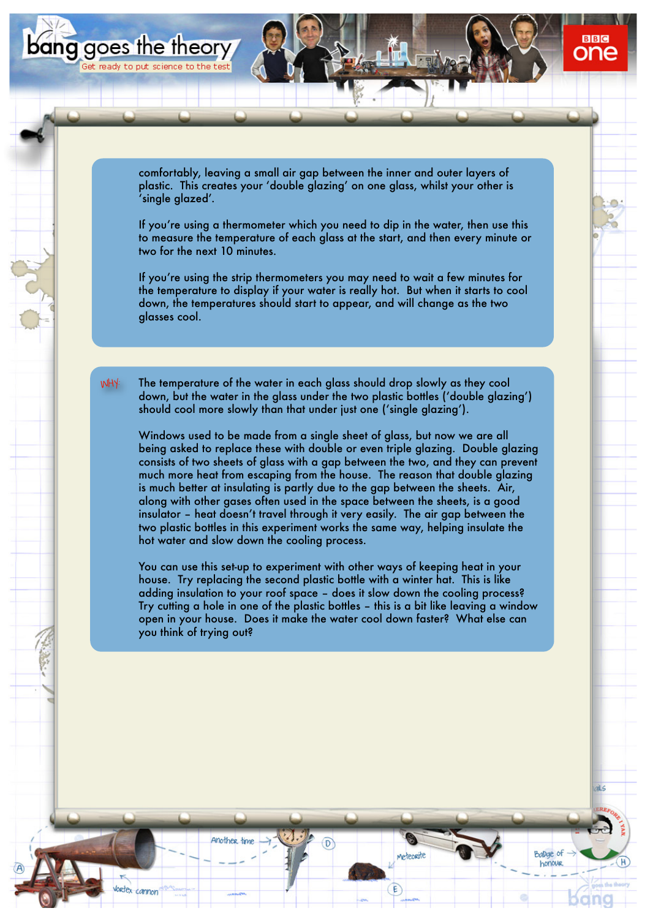comfortably, leaving a small air gap between the inner and outer layers of plastic. This creates your 'double glazing' on one glass, whilst your other is 'single glazed'.

If you're using a thermometer which you need to dip in the water, then use this to measure the temperature of each glass at the start, and then every minute or two for the next 10 minutes.

If you're using the strip thermometers you may need to wait a few minutes for the temperature to display if your water is really hot. But when it starts to cool down, the temperatures should start to appear, and will change as the two glasses cool.

WHY

The temperature of the water in each glass should drop slowly as they cool down, but the water in the glass under the two plastic bottles ('double glazing') should cool more slowly than that under just one ('single glazing').

Windows used to be made from a single sheet of glass, but now we are all being asked to replace these with double or even triple glazing. Double glazing consists of two sheets of glass with a gap between the two, and they can prevent much more heat from escaping from the house. The reason that double glazing is much better at insulating is partly due to the gap between the sheets. Air, along with other gases often used in the space between the sheets, is a good insulator – heat doesn't travel through it very easily. The air gap between the two plastic bottles in this experiment works the same way, helping insulate the hot water and slow down the cooling process.

You can use this set-up to experiment with other ways of keeping heat in your house. Try replacing the second plastic bottle with a winter hat. This is like adding insulation to your roof space – does it slow down the cooling process? Try cutting a hole in one of the plastic bottles – this is a bit like leaving a window open in your house. Does it make the water cool down faster? What else can you think of trying out?